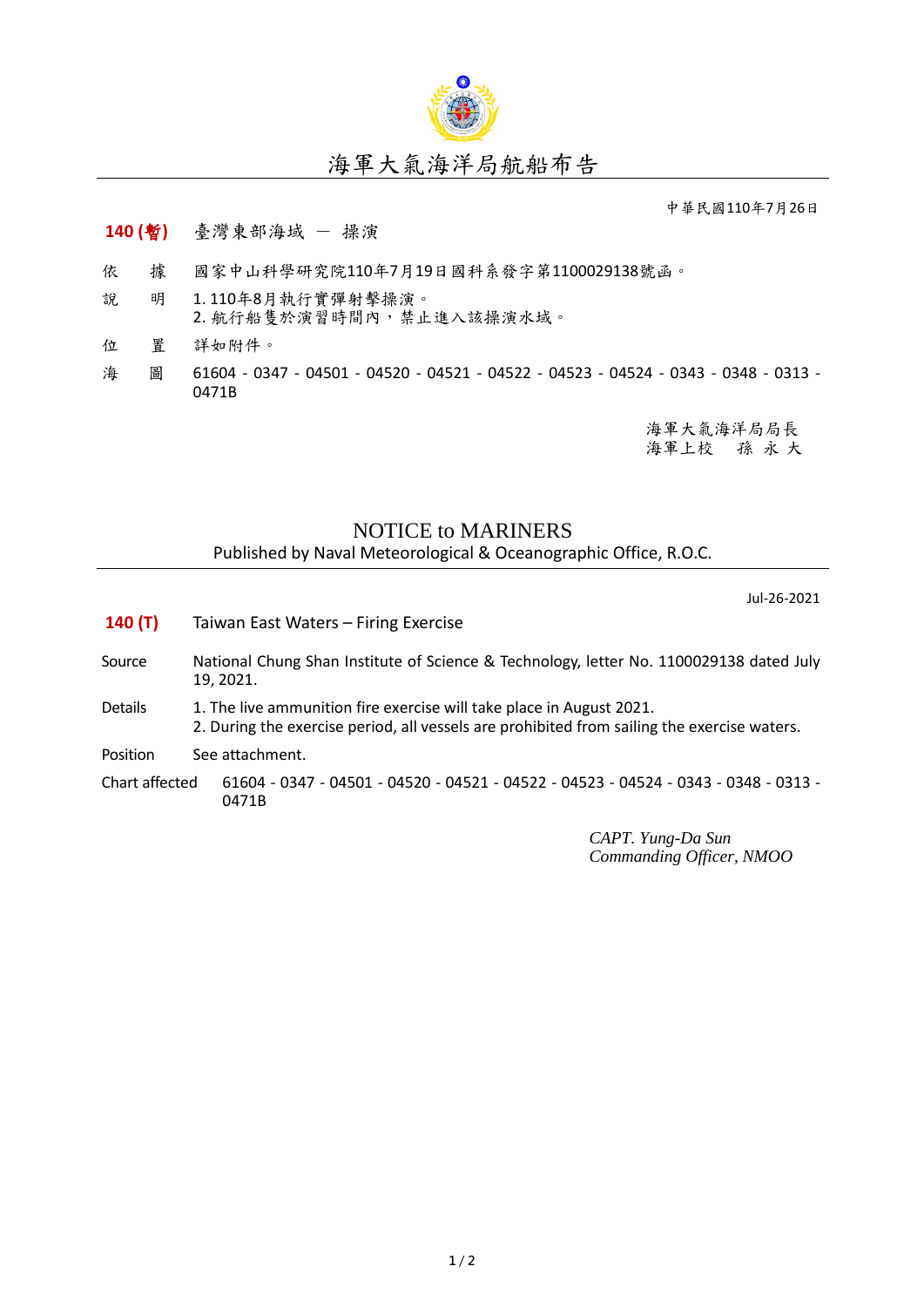# 海軍大氣海洋局航船布告

中華民國110年7月26日

**140 (暫)** 臺灣東部海域 － 操演

依　　據　國家中山科學研究院110年7月19日國科系發字第1100029138號函。

說　　明　1. 110年8月執行實彈射擊操演。
2. 航行船隻於演習時間內，禁止進入該操演水域。

位　　置　詳如附件。

海　　圖　61604 - 0347 - 04501 - 04520 - 04521 - 04522 - 04523 - 04524 - 0343 - 0348 - 0313 - 0471B

海軍大氣海洋局局長
海軍上校　孫 永 大

## NOTICE to MARINERS

Published by Naval Meteorological & Oceanographic Office, R.O.C.

Jul-26-2021

**140 (T)** Taiwan East Waters – Firing Exercise

Source　National Chung Shan Institute of Science & Technology, letter No. 1100029138 dated July 19, 2021.

Details　1. The live ammunition fire exercise will take place in August 2021.
2. During the exercise period, all vessels are prohibited from sailing the exercise waters.

Position　See attachment.

Chart affected　61604 - 0347 - 04501 - 04520 - 04521 - 04522 - 04523 - 04524 - 0343 - 0348 - 0313 - 0471B

*CAPT. Yung-Da Sun*
*Commanding Officer, NMOO*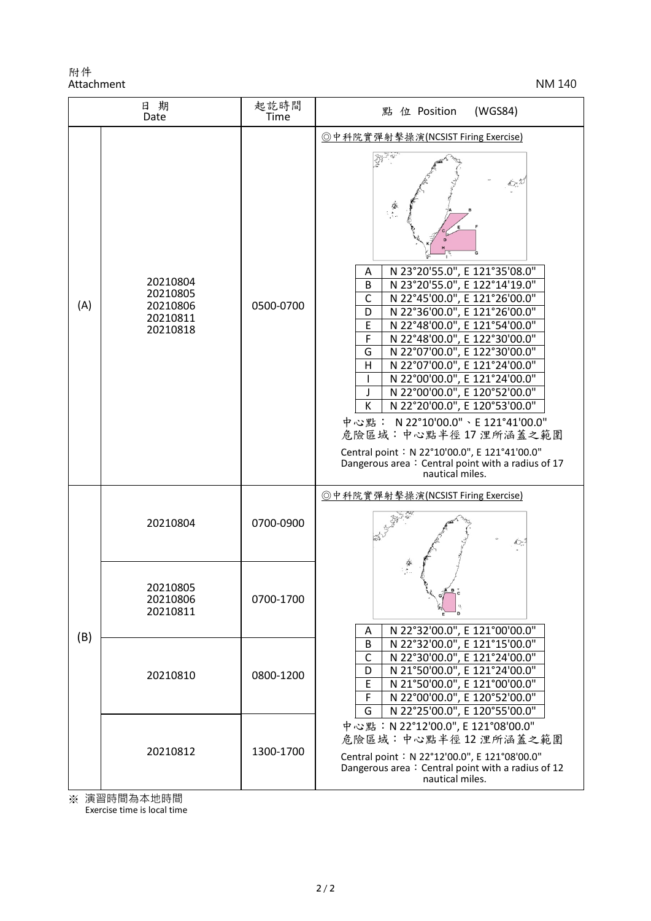附件
Attachment

NM 140

| 日 期 Date | | 起訖時間 Time | 點 位 Position (WGS84) |
|---|---|---|---|
| (A) | 20210804<br>20210805<br>20210806<br>20210811<br>20210818 | 0500-0700 | ◎中科院實彈射擊操演(NCSIST Firing Exercise)<br>A N 23°20'55.0", E 121°35'08.0"<br>B N 23°20'55.0", E 122°14'19.0"<br>C N 22°45'00.0", E 121°26'00.0"<br>D N 22°36'00.0", E 121°26'00.0"<br>E N 22°48'00.0", E 121°54'00.0"<br>F N 22°48'00.0", E 122°30'00.0"<br>G N 22°07'00.0", E 122°30'00.0"<br>H N 22°07'00.0", E 121°24'00.0"<br>I N 22°00'00.0", E 121°24'00.0"<br>J N 22°00'00.0", E 120°52'00.0"<br>K N 22°20'00.0", E 120°53'00.0"<br>中心點： N 22°10'00.0"、E 121°41'00.0"<br>危險區域：中心點半徑 17 浬所涵蓋之範圍<br>Central point：N 22°10'00.0", E 121°41'00.0"<br>Dangerous area：Central point with a radius of 17 nautical miles. |
| (B) | 20210804 | 0700-0900 | ◎中科院實彈射擊操演(NCSIST Firing Exercise)<br>A N 22°32'00.0", E 121°00'00.0"<br>B N 22°32'00.0", E 121°15'00.0"<br>C N 22°30'00.0", E 121°24'00.0"<br>D N 21°50'00.0", E 121°24'00.0"<br>E N 21°50'00.0", E 121°00'00.0"<br>F N 22°00'00.0", E 120°52'00.0"<br>G N 22°25'00.0", E 120°55'00.0"<br>中心點：N 22°12'00.0", E 121°08'00.0"<br>危險區域：中心點半徑 12 浬所涵蓋之範圍<br>Central point：N 22°12'00.0", E 121°08'00.0"<br>Dangerous area：Central point with a radius of 12 nautical miles. |
| | 20210805<br>20210806<br>20210811 | 0700-1700 | |
| | 20210810 | 0800-1200 | |
| | 20210812 | 1300-1700 | |

※ 演習時間為本地時間
Exercise time is local time